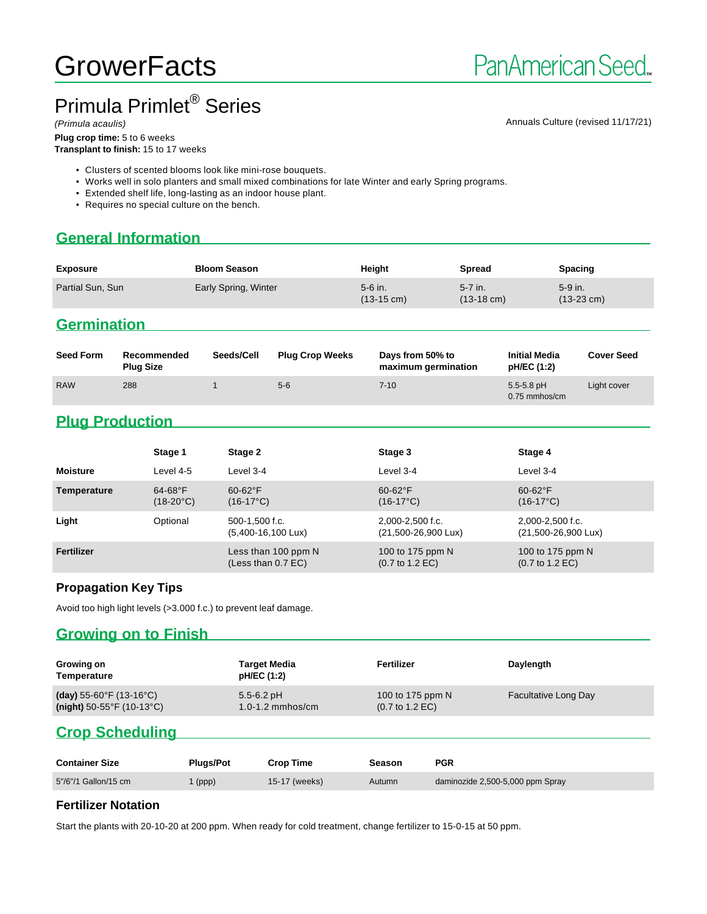# GrowerFacts

PanAmerican Seed

## Primula Primlet® Series

*(Primula acaulis)*

Annuals Culture (revised 11/17/21)

**Plug crop time:** 5 to 6 weeks
**Transplant to finish:** 15 to 17 weeks

- Clusters of scented blooms look like mini-rose bouquets.
- Works well in solo planters and small mixed combinations for late Winter and early Spring programs.
- Extended shelf life, long-lasting as an indoor house plant.
- Requires no special culture on the bench.

## General Information

| Exposure | Bloom Season | Height | Spread | Spacing |
|---|---|---|---|---|
| Partial Sun, Sun | Early Spring, Winter | 5-6 in. (13-15 cm) | 5-7 in. (13-18 cm) | 5-9 in. (13-23 cm) |

## Germination

| Seed Form | Recommended Plug Size | Seeds/Cell | Plug Crop Weeks | Days from 50% to maximum germination | Initial Media pH/EC (1:2) | Cover Seed |
|---|---|---|---|---|---|---|
| RAW | 288 | 1 | 5-6 | 7-10 | 5.5-5.8 pH 0.75 mmhos/cm | Light cover |

## Plug Production

| | Stage 1 | Stage 2 | Stage 3 | Stage 4 |
|---|---|---|---|---|
| **Moisture** | Level 4-5 | Level 3-4 | Level 3-4 | Level 3-4 |
| **Temperature** | 64-68°F (18-20°C) | 60-62°F (16-17°C) | 60-62°F (16-17°C) | 60-62°F (16-17°C) |
| **Light** | Optional | 500-1,500 f.c. (5,400-16,100 Lux) | 2,000-2,500 f.c. (21,500-26,900 Lux) | 2,000-2,500 f.c. (21,500-26,900 Lux) |
| **Fertilizer** | | Less than 100 ppm N (Less than 0.7 EC) | 100 to 175 ppm N (0.7 to 1.2 EC) | 100 to 175 ppm N (0.7 to 1.2 EC) |

### Propagation Key Tips

Avoid too high light levels (>3.000 f.c.) to prevent leaf damage.

## Growing on to Finish

| Growing on Temperature | Target Media pH/EC (1:2) | Fertilizer | Daylength |
|---|---|---|---|
| **(day)** 55-60°F (13-16°C) **(night)** 50-55°F (10-13°C) | 5.5-6.2 pH 1.0-1.2 mmhos/cm | 100 to 175 ppm N (0.7 to 1.2 EC) | Facultative Long Day |

## Crop Scheduling

| Container Size | Plugs/Pot | Crop Time | Season | PGR |
|---|---|---|---|---|
| 5"/6"/1 Gallon/15 cm | 1 (ppp) | 15-17 (weeks) | Autumn | daminozide 2,500-5,000 ppm Spray |

### Fertilizer Notation

Start the plants with 20-10-20 at 200 ppm. When ready for cold treatment, change fertilizer to 15-0-15 at 50 ppm.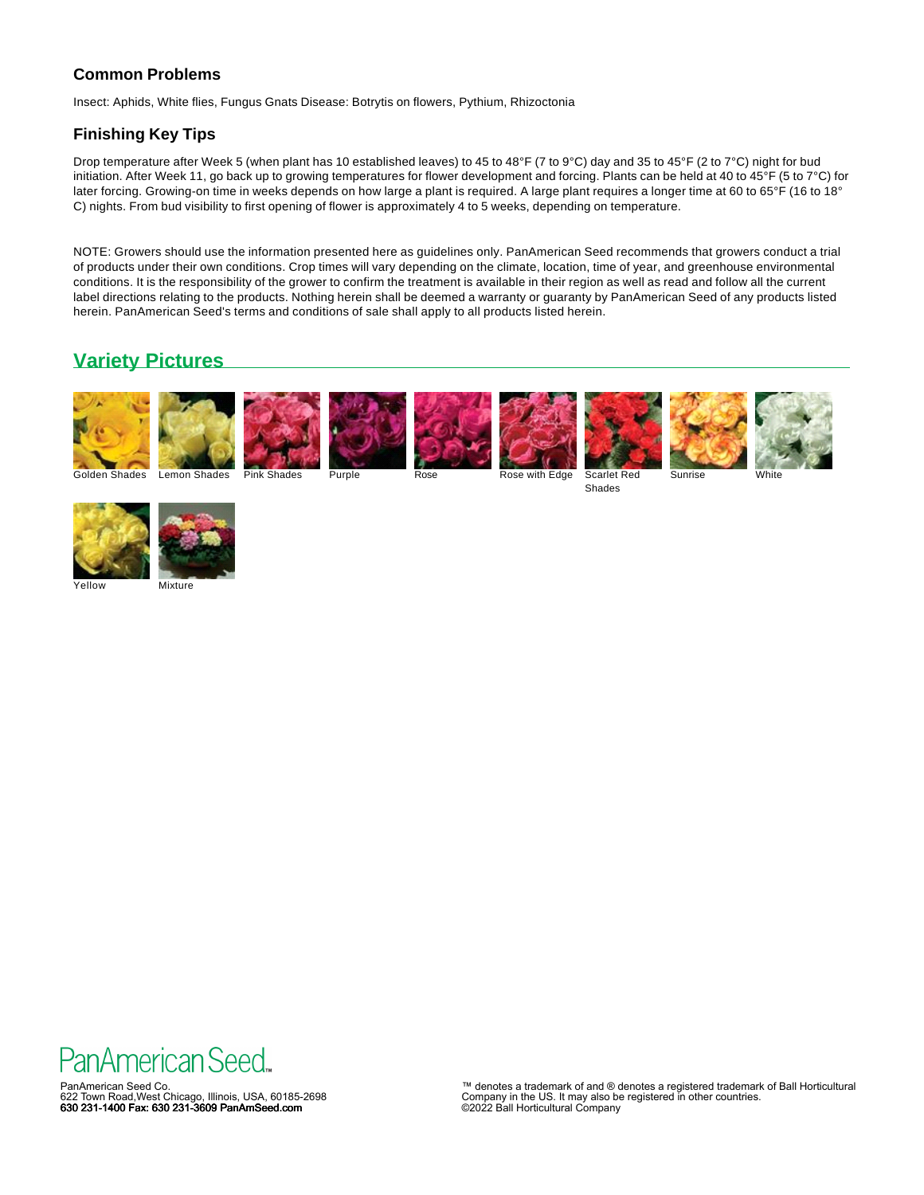### Common Problems

Insect: Aphids, White flies, Fungus Gnats Disease: Botrytis on flowers, Pythium, Rhizoctonia

### Finishing Key Tips

Drop temperature after Week 5 (when plant has 10 established leaves) to 45 to 48°F (7 to 9°C) day and 35 to 45°F (2 to 7°C) night for bud initiation. After Week 11, go back up to growing temperatures for flower development and forcing. Plants can be held at 40 to 45°F (5 to 7°C) for later forcing. Growing-on time in weeks depends on how large a plant is required. A large plant requires a longer time at 60 to 65°F (16 to 18° C) nights. From bud visibility to first opening of flower is approximately 4 to 5 weeks, depending on temperature.

NOTE: Growers should use the information presented here as guidelines only. PanAmerican Seed recommends that growers conduct a trial of products under their own conditions. Crop times will vary depending on the climate, location, time of year, and greenhouse environmental conditions. It is the responsibility of the grower to confirm the treatment is available in their region as well as read and follow all the current label directions relating to the products. Nothing herein shall be deemed a warranty or guaranty by PanAmerican Seed of any products listed herein. PanAmerican Seed's terms and conditions of sale shall apply to all products listed herein.

## Variety Pictures

Golden Shades

Lemon Shades

Pink Shades

Purple

Rose

Rose with Edge

Scarlet Red Shades

Sunrise

White

Yellow

Mixture

PanAmerican Seed™

PanAmerican Seed Co.
622 Town Road,West Chicago, Illinois, USA, 60185-2698
630 231-1400 Fax: 630 231-3609 PanAmSeed.com

™ denotes a trademark of and ® denotes a registered trademark of Ball Horticultural Company in the US. It may also be registered in other countries.
©2022 Ball Horticultural Company